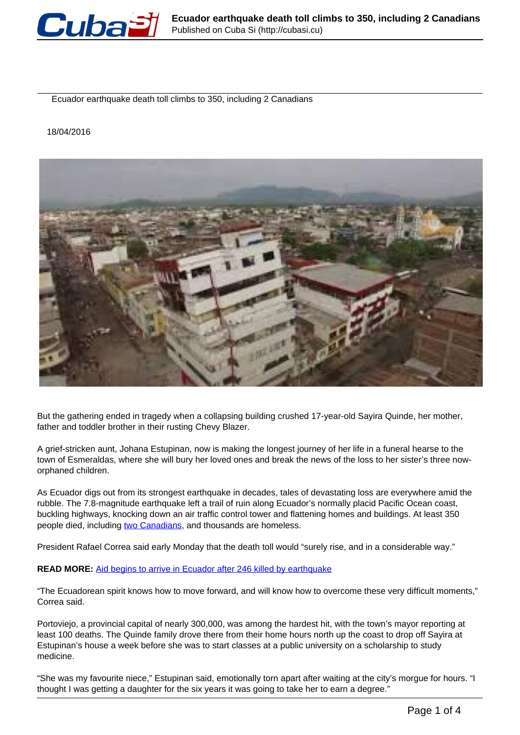# Ecuador earthquake death toll climbs to 350, including 2 Canadians

18/04/2016

But the gathering ended in tragedy when a collapsing building crushed 17-year-old Sayira Quinde, her mother, father and toddler brother in their rusting Chevy Blazer.

A grief-stricken aunt, Johana Estupinan, now is making the longest journey of her life in a funeral hearse to the town of Esmeraldas, where she will bury her loved ones and break the news of the loss to her sister's three now-orphaned children.

As Ecuador digs out from its strongest earthquake in decades, tales of devastating loss are everywhere amid the rubble. The 7.8-magnitude earthquake left a trail of ruin along Ecuador's normally placid Pacific Ocean coast, buckling highways, knocking down an air traffic control tower and flattening homes and buildings. At least 350 people died, including two Canadians, and thousands are homeless.

President Rafael Correa said early Monday that the death toll would "surely rise, and in a considerable way."

**READ MORE:** Aid begins to arrive in Ecuador after 246 killed by earthquake

"The Ecuadorean spirit knows how to move forward, and will know how to overcome these very difficult moments," Correa said.

Portoviejo, a provincial capital of nearly 300,000, was among the hardest hit, with the town's mayor reporting at least 100 deaths. The Quinde family drove there from their home hours north up the coast to drop off Sayira at Estupinan's house a week before she was to start classes at a public university on a scholarship to study medicine.

"She was my favourite niece," Estupinan said, emotionally torn apart after waiting at the city's morgue for hours. "I thought I was getting a daughter for the six years it was going to take her to earn a degree."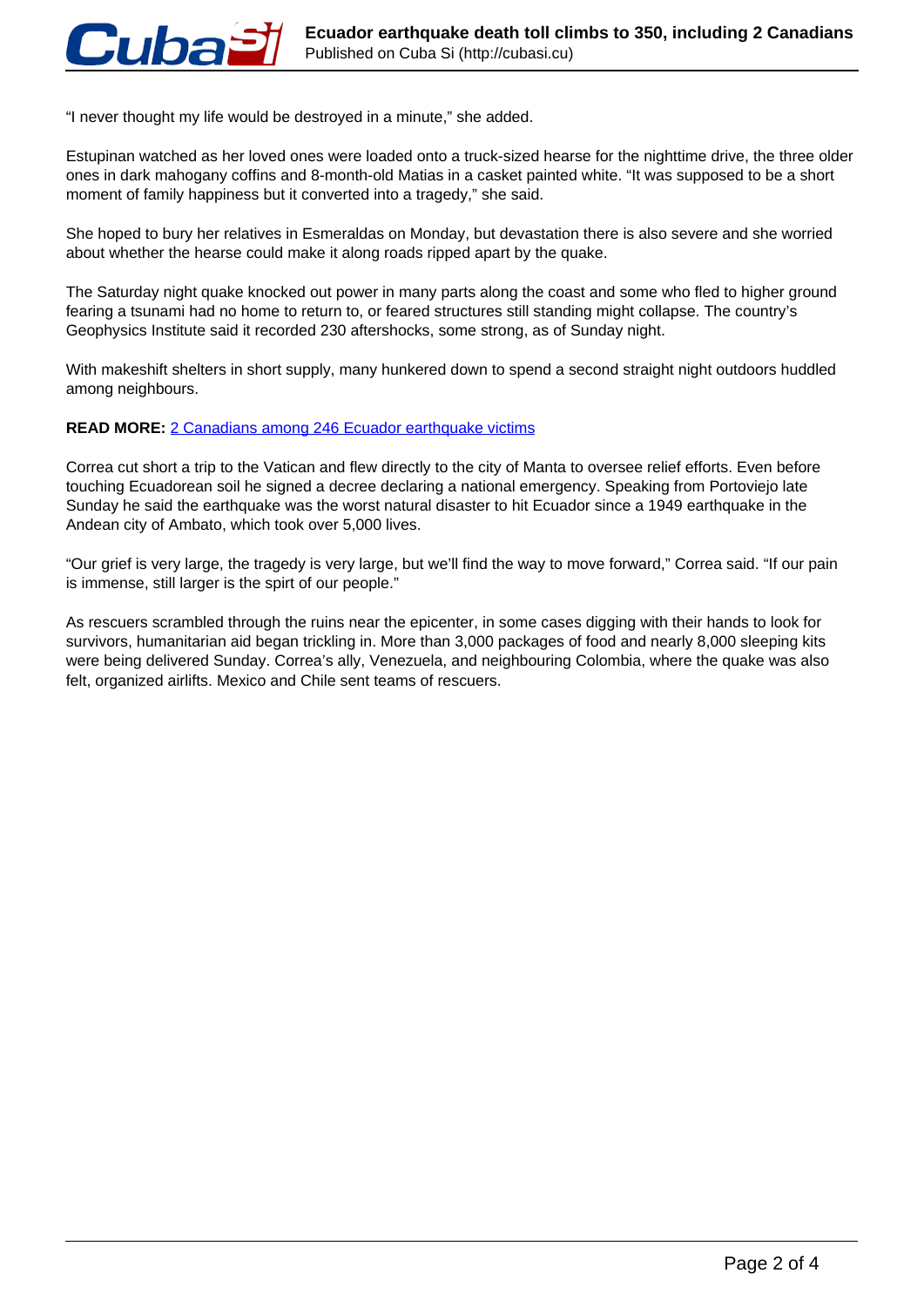“I never thought my life would be destroyed in a minute,” she added.

Estupinan watched as her loved ones were loaded onto a truck-sized hearse for the nighttime drive, the three older ones in dark mahogany coffins and 8-month-old Matias in a casket painted white. “It was supposed to be a short moment of family happiness but it converted into a tragedy,” she said.

She hoped to bury her relatives in Esmeraldas on Monday, but devastation there is also severe and she worried about whether the hearse could make it along roads ripped apart by the quake.

The Saturday night quake knocked out power in many parts along the coast and some who fled to higher ground fearing a tsunami had no home to return to, or feared structures still standing might collapse. The country’s Geophysics Institute said it recorded 230 aftershocks, some strong, as of Sunday night.

With makeshift shelters in short supply, many hunkered down to spend a second straight night outdoors huddled among neighbours.

**READ MORE:** 2 Canadians among 246 Ecuador earthquake victims

Correa cut short a trip to the Vatican and flew directly to the city of Manta to oversee relief efforts. Even before touching Ecuadorean soil he signed a decree declaring a national emergency. Speaking from Portoviejo late Sunday he said the earthquake was the worst natural disaster to hit Ecuador since a 1949 earthquake in the Andean city of Ambato, which took over 5,000 lives.

“Our grief is very large, the tragedy is very large, but we’ll find the way to move forward,” Correa said. “If our pain is immense, still larger is the spirt of our people.”

As rescuers scrambled through the ruins near the epicenter, in some cases digging with their hands to look for survivors, humanitarian aid began trickling in. More than 3,000 packages of food and nearly 8,000 sleeping kits were being delivered Sunday. Correa’s ally, Venezuela, and neighbouring Colombia, where the quake was also felt, organized airlifts. Mexico and Chile sent teams of rescuers.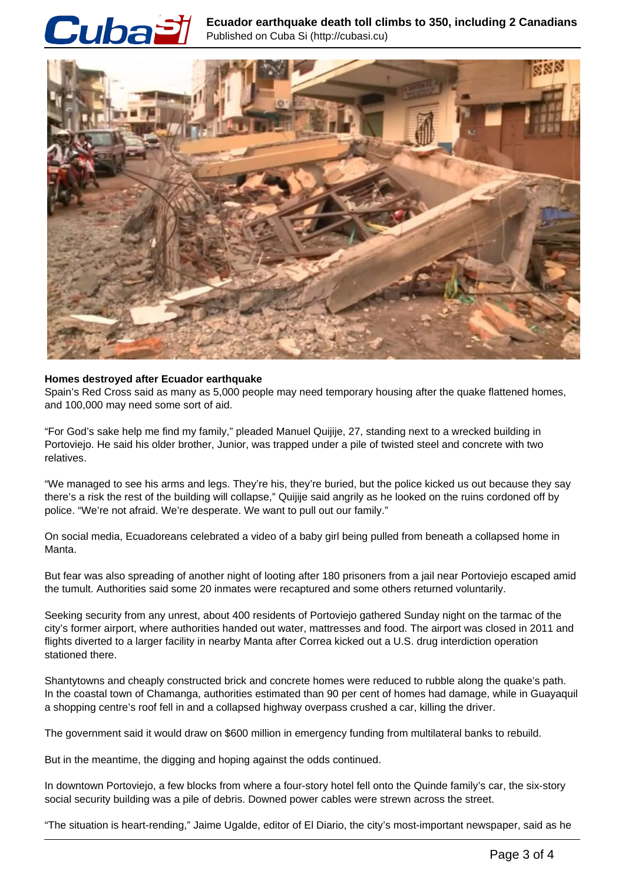**Homes destroyed after Ecuador earthquake**

Spain's Red Cross said as many as 5,000 people may need temporary housing after the quake flattened homes, and 100,000 may need some sort of aid.

"For God's sake help me find my family," pleaded Manuel Quijije, 27, standing next to a wrecked building in Portoviejo. He said his older brother, Junior, was trapped under a pile of twisted steel and concrete with two relatives.

"We managed to see his arms and legs. They're his, they're buried, but the police kicked us out because they say there's a risk the rest of the building will collapse," Quijije said angrily as he looked on the ruins cordoned off by police. "We're not afraid. We're desperate. We want to pull out our family."

On social media, Ecuadoreans celebrated a video of a baby girl being pulled from beneath a collapsed home in Manta.

But fear was also spreading of another night of looting after 180 prisoners from a jail near Portoviejo escaped amid the tumult. Authorities said some 20 inmates were recaptured and some others returned voluntarily.

Seeking security from any unrest, about 400 residents of Portoviejo gathered Sunday night on the tarmac of the city's former airport, where authorities handed out water, mattresses and food. The airport was closed in 2011 and flights diverted to a larger facility in nearby Manta after Correa kicked out a U.S. drug interdiction operation stationed there.

Shantytowns and cheaply constructed brick and concrete homes were reduced to rubble along the quake's path. In the coastal town of Chamanga, authorities estimated than 90 per cent of homes had damage, while in Guayaquil a shopping centre's roof fell in and a collapsed highway overpass crushed a car, killing the driver.

The government said it would draw on $600 million in emergency funding from multilateral banks to rebuild.

But in the meantime, the digging and hoping against the odds continued.

In downtown Portoviejo, a few blocks from where a four-story hotel fell onto the Quinde family's car, the six-story social security building was a pile of debris. Downed power cables were strewn across the street.

"The situation is heart-rending," Jaime Ugalde, editor of El Diario, the city's most-important newspaper, said as he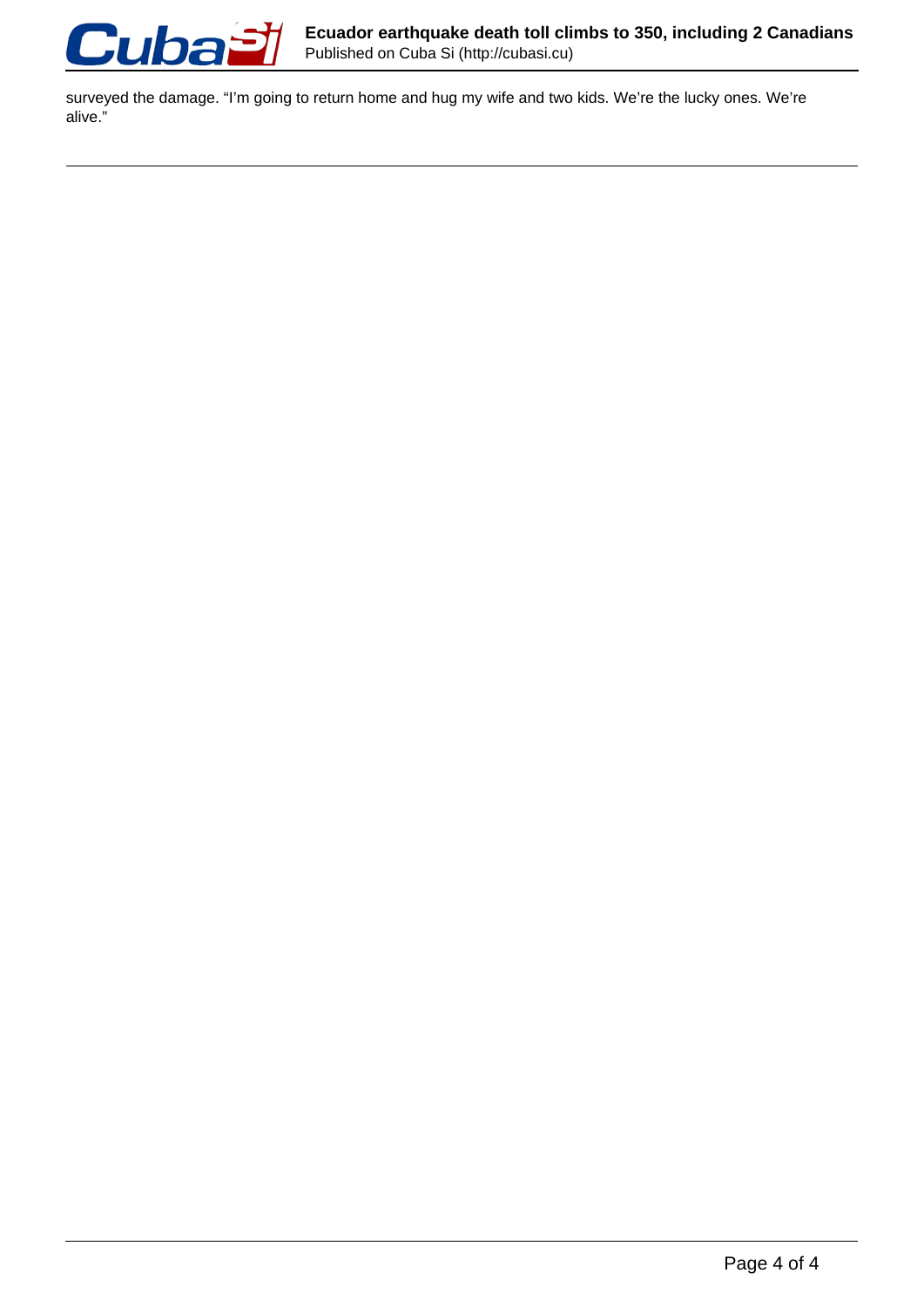surveyed the damage. “I’m going to return home and hug my wife and two kids. We’re the lucky ones. We’re alive.”